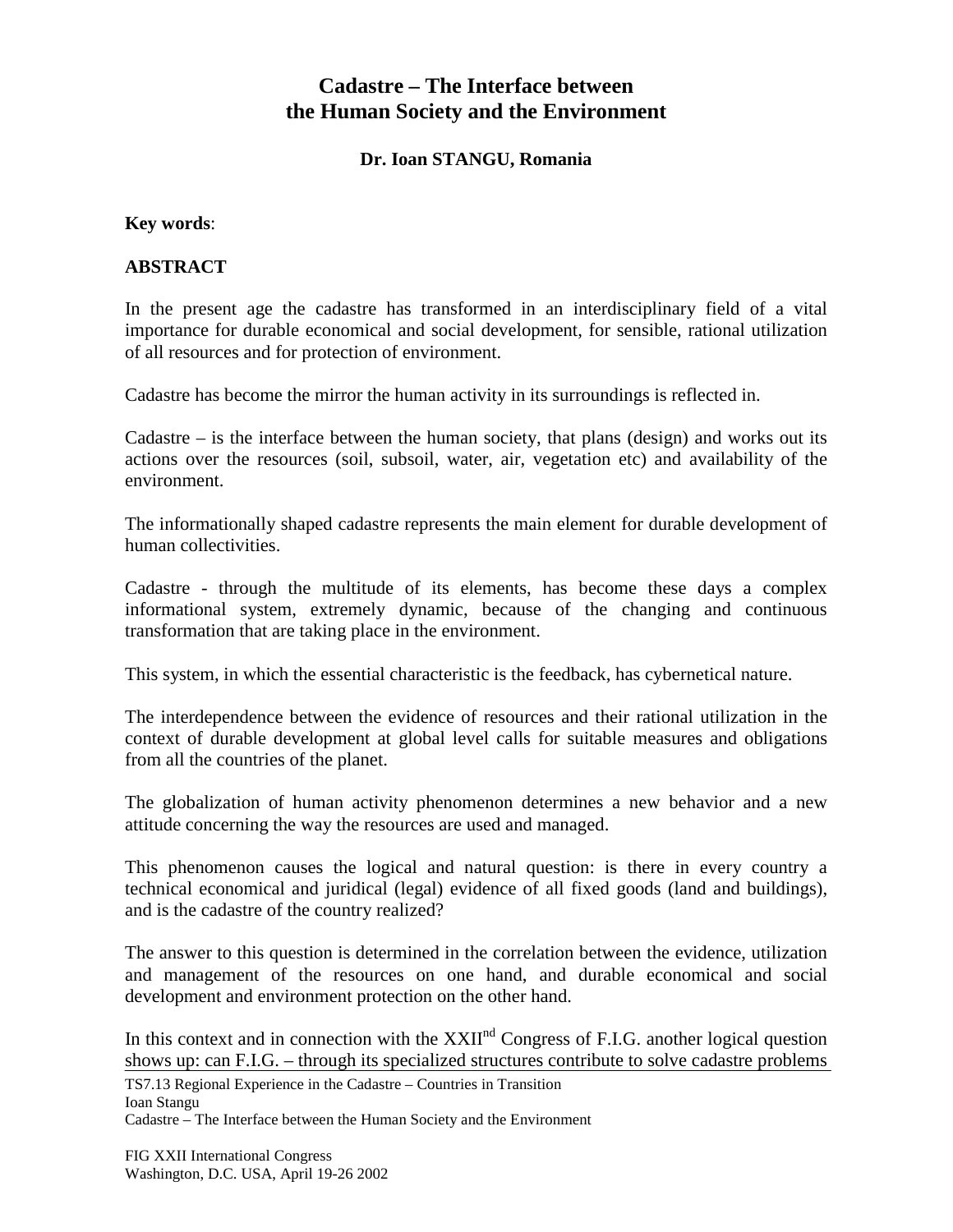# Cadastre – The Interface between the Human Society and the Environment

**Dr. Ioan STANGU, Romania**

**Key words**:

## ABSTRACT

In the present age the cadastre has transformed in an interdisciplinary field of a vital importance for durable economical and social development, for sensible, rational utilization of all resources and for protection of environment.

Cadastre has become the mirror the human activity in its surroundings is reflected in.

Cadastre – is the interface between the human society, that plans (design) and works out its actions over the resources (soil, subsoil, water, air, vegetation etc) and availability of the environment.

The informationally shaped cadastre represents the main element for durable development of human collectivities.

Cadastre - through the multitude of its elements, has become these days a complex informational system, extremely dynamic, because of the changing and continuous transformation that are taking place in the environment.

This system, in which the essential characteristic is the feedback, has cybernetical nature.

The interdependence between the evidence of resources and their rational utilization in the context of durable development at global level calls for suitable measures and obligations from all the countries of the planet.

The globalization of human activity phenomenon determines a new behavior and a new attitude concerning the way the resources are used and managed.

This phenomenon causes the logical and natural question: is there in every country a technical economical and juridical (legal) evidence of all fixed goods (land and buildings), and is the cadastre of the country realized?

The answer to this question is determined in the correlation between the evidence, utilization and management of the resources on one hand, and durable economical and social development and environment protection on the other hand.

In this context and in connection with the XXII[nd] Congress of F.I.G. another logical question shows up: can F.I.G. – through its specialized structures contribute to solve cadastre problems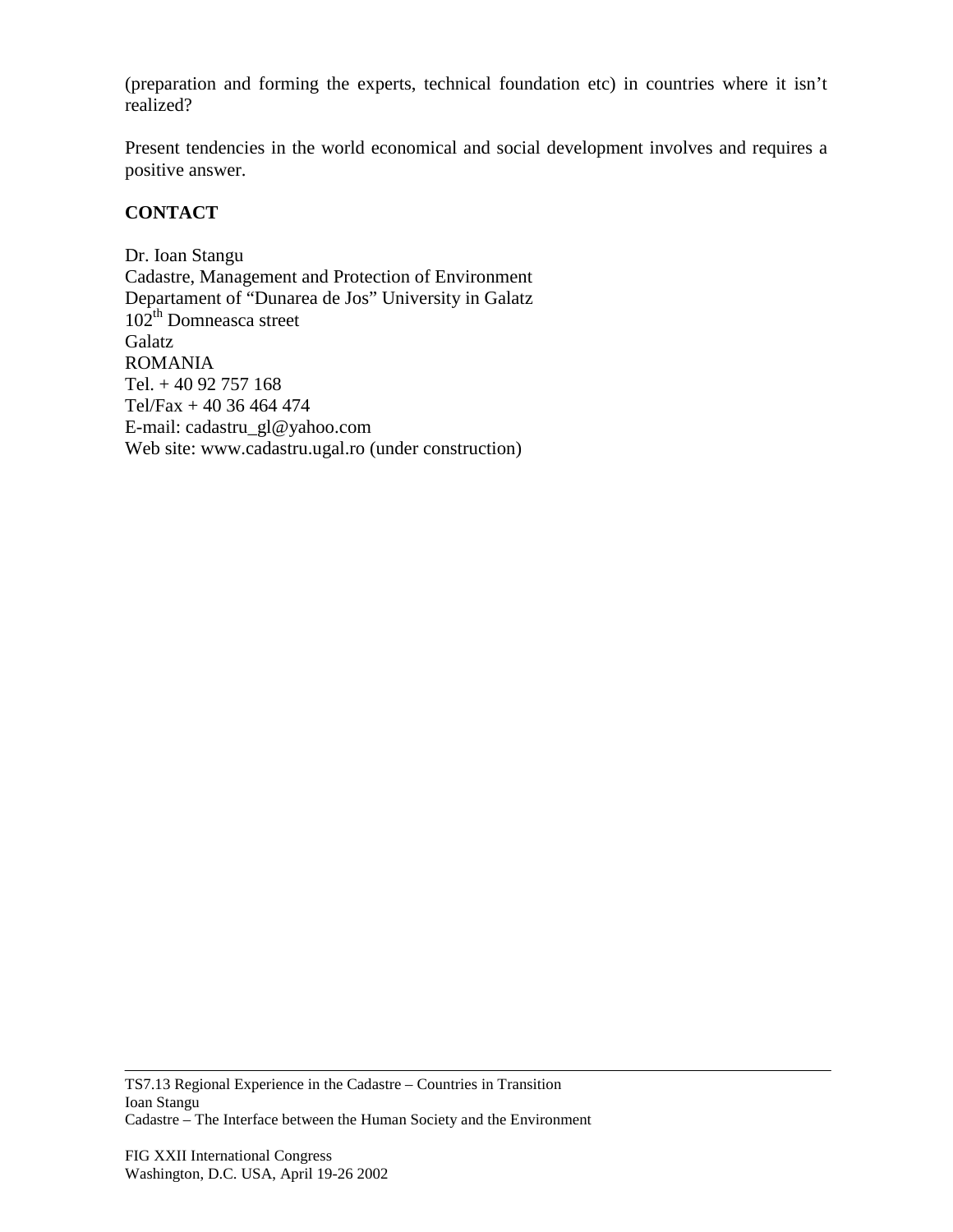(preparation and forming the experts, technical foundation etc) in countries where it isn't realized?

Present tendencies in the world economical and social development involves and requires a positive answer.

## CONTACT

Dr. Ioan Stangu
Cadastre, Management and Protection of Environment
Departament of "Dunarea de Jos" University in Galatz
102th Domneasca street
Galatz
ROMANIA
Tel. + 40 92 757 168
Tel/Fax + 40 36 464 474
E-mail: cadastru_gl@yahoo.com
Web site: www.cadastru.ugal.ro (under construction)